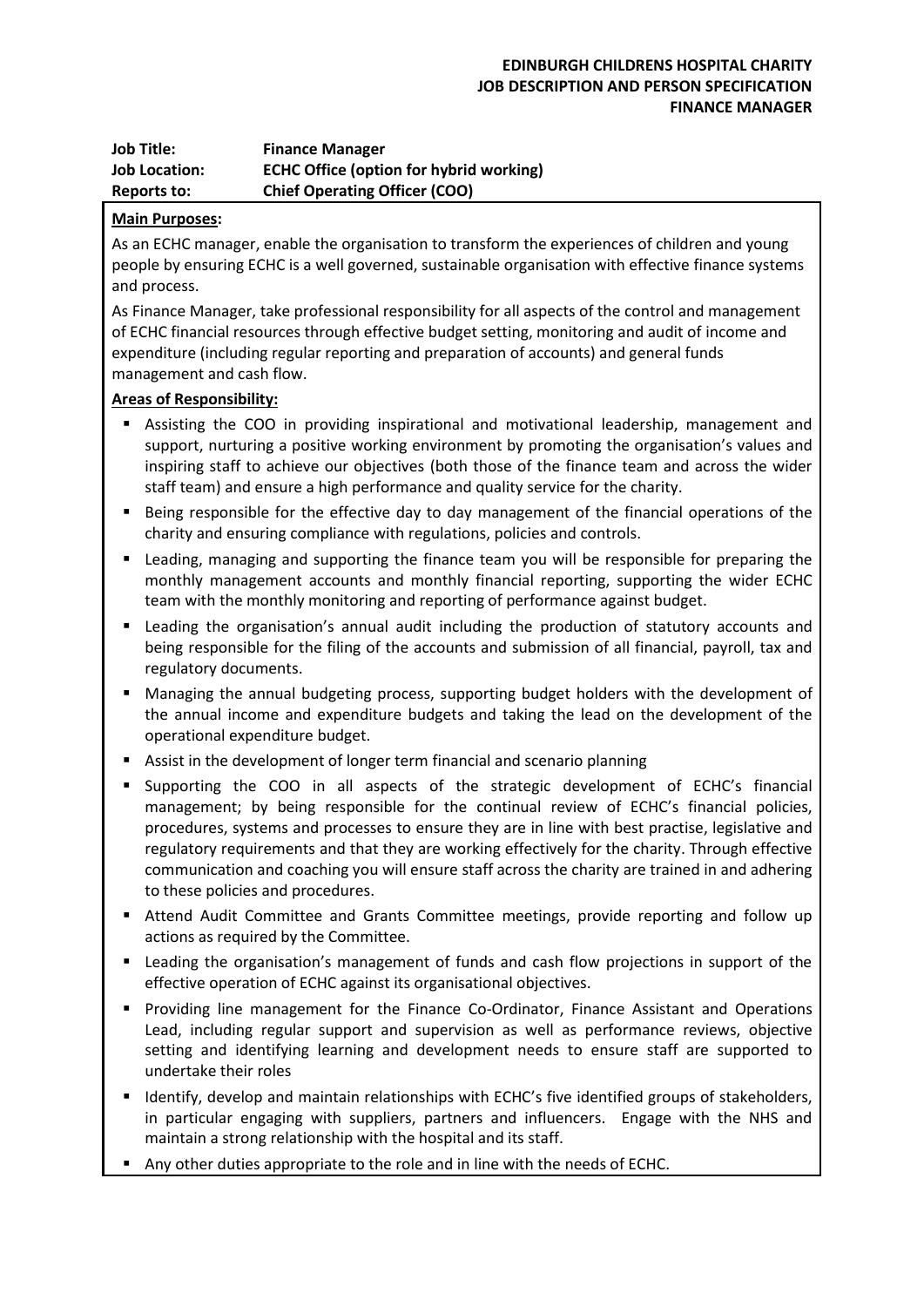**EDINBURGH CHILDRENS HOSPITAL CHARITY**
**JOB DESCRIPTION AND PERSON SPECIFICATION**
**FINANCE MANAGER**

| **Job Title:** | **Finance Manager** |
|---|---|
| **Job Location:** | **ECHC Office (option for hybrid working)** |
| **Reports to:** | **Chief Operating Officer (COO)** |

**Main Purposes:**

As an ECHC manager, enable the organisation to transform the experiences of children and young people by ensuring ECHC is a well governed, sustainable organisation with effective finance systems and process.

As Finance Manager, take professional responsibility for all aspects of the control and management of ECHC financial resources through effective budget setting, monitoring and audit of income and expenditure (including regular reporting and preparation of accounts) and general funds management and cash flow.

**Areas of Responsibility:**

- Assisting the COO in providing inspirational and motivational leadership, management and support, nurturing a positive working environment by promoting the organisation's values and inspiring staff to achieve our objectives (both those of the finance team and across the wider staff team) and ensure a high performance and quality service for the charity.
- Being responsible for the effective day to day management of the financial operations of the charity and ensuring compliance with regulations, policies and controls.
- Leading, managing and supporting the finance team you will be responsible for preparing the monthly management accounts and monthly financial reporting, supporting the wider ECHC team with the monthly monitoring and reporting of performance against budget.
- Leading the organisation's annual audit including the production of statutory accounts and being responsible for the filing of the accounts and submission of all financial, payroll, tax and regulatory documents.
- Managing the annual budgeting process, supporting budget holders with the development of the annual income and expenditure budgets and taking the lead on the development of the operational expenditure budget.
- Assist in the development of longer term financial and scenario planning
- Supporting the COO in all aspects of the strategic development of ECHC's financial management; by being responsible for the continual review of ECHC's financial policies, procedures, systems and processes to ensure they are in line with best practise, legislative and regulatory requirements and that they are working effectively for the charity. Through effective communication and coaching you will ensure staff across the charity are trained in and adhering to these policies and procedures.
- Attend Audit Committee and Grants Committee meetings, provide reporting and follow up actions as required by the Committee.
- Leading the organisation's management of funds and cash flow projections in support of the effective operation of ECHC against its organisational objectives.
- Providing line management for the Finance Co-Ordinator, Finance Assistant and Operations Lead, including regular support and supervision as well as performance reviews, objective setting and identifying learning and development needs to ensure staff are supported to undertake their roles
- Identify, develop and maintain relationships with ECHC's five identified groups of stakeholders, in particular engaging with suppliers, partners and influencers. Engage with the NHS and maintain a strong relationship with the hospital and its staff.
- Any other duties appropriate to the role and in line with the needs of ECHC.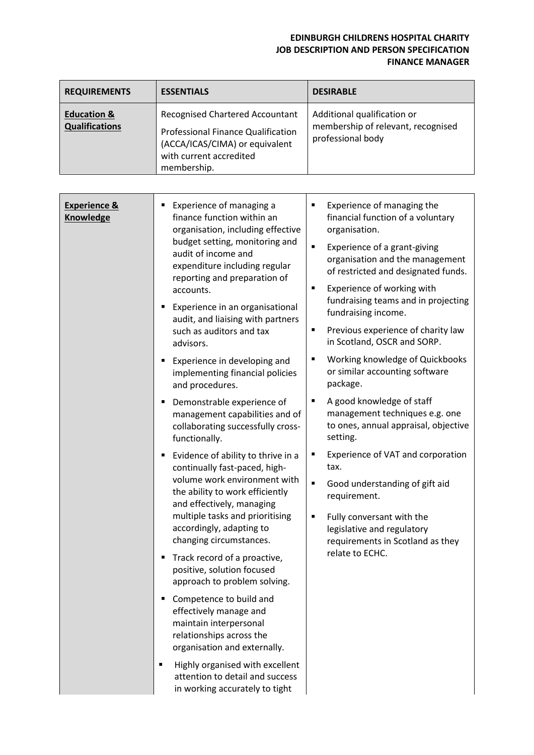**EDINBURGH CHILDRENS HOSPITAL CHARITY**
**JOB DESCRIPTION AND PERSON SPECIFICATION**
**FINANCE MANAGER**

| REQUIREMENTS | ESSENTIALS | DESIRABLE |
|---|---|---|
| **Education & Qualifications** | Recognised Chartered Accountant<br>Professional Finance Qualification (ACCA/ICAS/CIMA) or equivalent with current accredited membership. | Additional qualification or membership of relevant, recognised professional body |
| **Experience & Knowledge** | ▪ Experience of managing a finance function within an organisation, including effective budget setting, monitoring and audit of income and expenditure including regular reporting and preparation of accounts.<br>▪ Experience in an organisational audit, and liaising with partners such as auditors and tax advisors.<br>▪ Experience in developing and implementing financial policies and procedures.<br>▪ Demonstrable experience of management capabilities and of collaborating successfully cross-functionally.<br>▪ Evidence of ability to thrive in a continually fast-paced, high-volume work environment with the ability to work efficiently and effectively, managing multiple tasks and prioritising accordingly, adapting to changing circumstances.<br>▪ Track record of a proactive, positive, solution focused approach to problem solving.<br>▪ Competence to build and effectively manage and maintain interpersonal relationships across the organisation and externally.<br>▪ Highly organised with excellent attention to detail and success in working accurately to tight | ▪ Experience of managing the financial function of a voluntary organisation.<br>▪ Experience of a grant-giving organisation and the management of restricted and designated funds.<br>▪ Experience of working with fundraising teams and in projecting fundraising income.<br>▪ Previous experience of charity law in Scotland, OSCR and SORP.<br>▪ Working knowledge of Quickbooks or similar accounting software package.<br>▪ A good knowledge of staff management techniques e.g. one to ones, annual appraisal, objective setting.<br>▪ Experience of VAT and corporation tax.<br>▪ Good understanding of gift aid requirement.<br>▪ Fully conversant with the legislative and regulatory requirements in Scotland as they relate to ECHC. |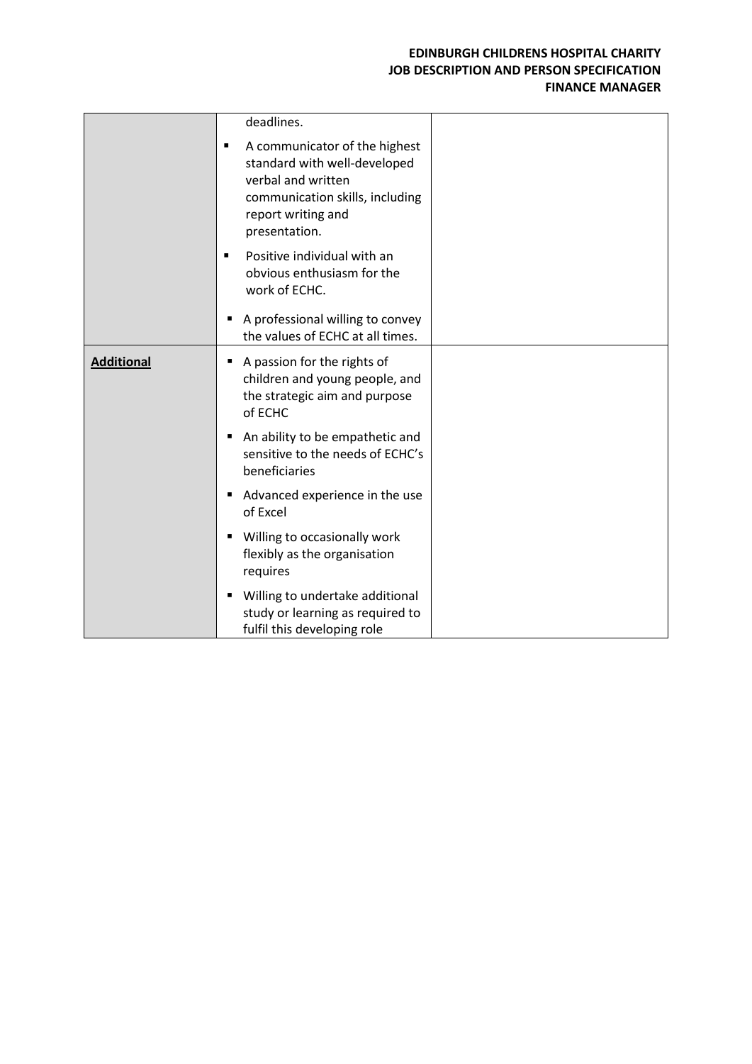| | | |
|---|---|---|
| | deadlines.<br>▪ A communicator of the highest standard with well-developed verbal and written communication skills, including report writing and presentation.<br>▪ Positive individual with an obvious enthusiasm for the work of ECHC.<br>▪ A professional willing to convey the values of ECHC at all times. | |
| **Additional** | ▪ A passion for the rights of children and young people, and the strategic aim and purpose of ECHC<br>▪ An ability to be empathetic and sensitive to the needs of ECHC's beneficiaries<br>▪ Advanced experience in the use of Excel<br>▪ Willing to occasionally work flexibly as the organisation requires<br>▪ Willing to undertake additional study or learning as required to fulfil this developing role | |